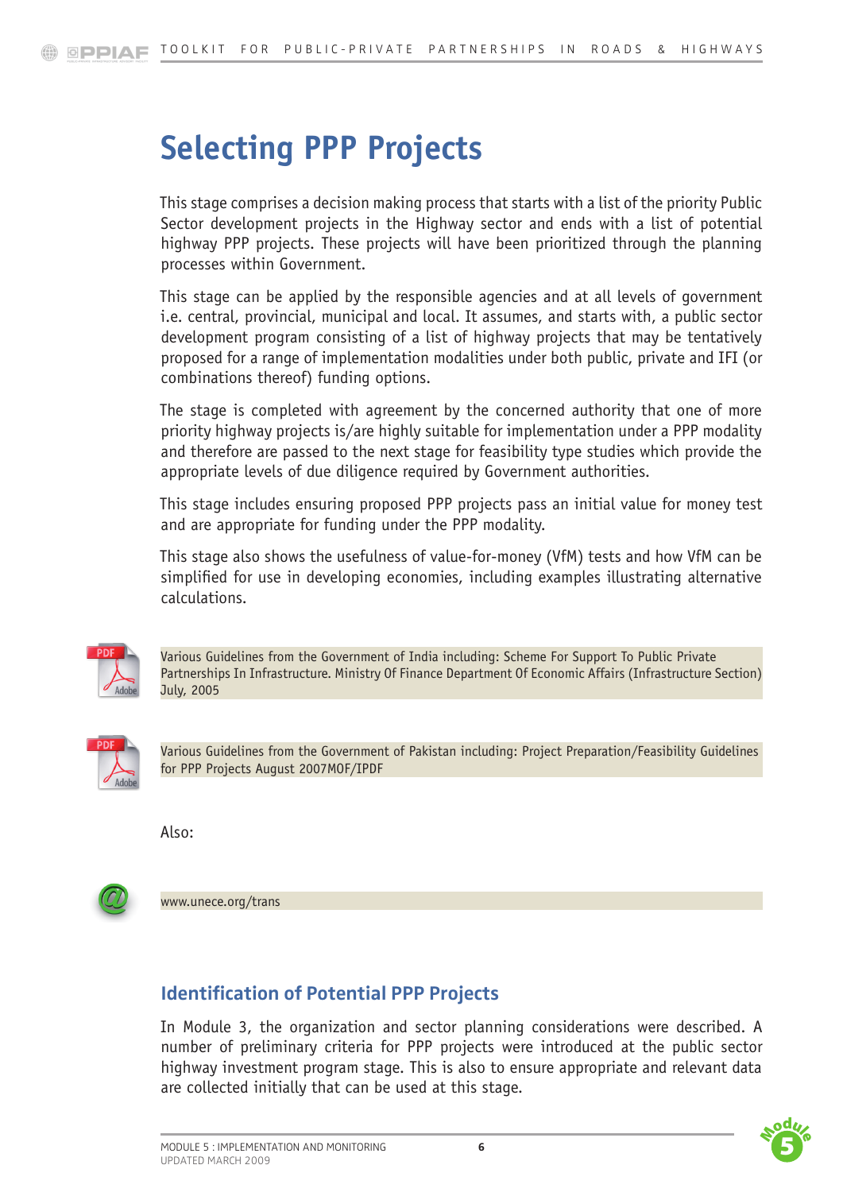# Selecting PPP Projects

This stage comprises a decision making process that starts with a list of the priority Public Sector development projects in the Highway sector and ends with a list of potential highway PPP projects. These projects will have been prioritized through the planning processes within Government.

This stage can be applied by the responsible agencies and at all levels of government i.e. central, provincial, municipal and local. It assumes, and starts with, a public sector development program consisting of a list of highway projects that may be tentatively proposed for a range of implementation modalities under both public, private and IFI (or combinations thereof) funding options.

The stage is completed with agreement by the concerned authority that one of more priority highway projects is/are highly suitable for implementation under a PPP modality and therefore are passed to the next stage for feasibility type studies which provide the appropriate levels of due diligence required by Government authorities.

This stage includes ensuring proposed PPP projects pass an initial value for money test and are appropriate for funding under the PPP modality.

This stage also shows the usefulness of value-for-money (VfM) tests and how VfM can be simplified for use in developing economies, including examples illustrating alternative calculations.

Various Guidelines from the Government of India including: Scheme For Support To Public Private Partnerships In Infrastructure. Ministry Of Finance Department Of Economic Affairs (Infrastructure Section) July, 2005

Various Guidelines from the Government of Pakistan including: Project Preparation/Feasibility Guidelines for PPP Projects August 2007MOF/IPDF

Also:

www.unece.org/trans

## Identification of Potential PPP Projects

In Module 3, the organization and sector planning considerations were described. A number of preliminary criteria for PPP projects were introduced at the public sector highway investment program stage. This is also to ensure appropriate and relevant data are collected initially that can be used at this stage.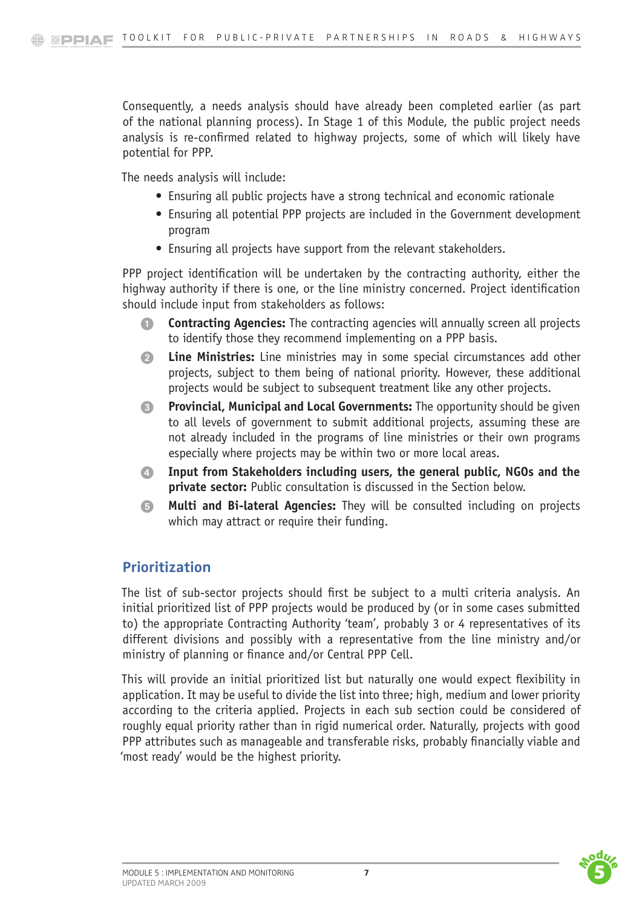Consequently, a needs analysis should have already been completed earlier (as part of the national planning process). In Stage 1 of this Module, the public project needs analysis is re-confirmed related to highway projects, some of which will likely have potential for PPP.

The needs analysis will include:

- Ensuring all public projects have a strong technical and economic rationale
- Ensuring all potential PPP projects are included in the Government development program
- Ensuring all projects have support from the relevant stakeholders.

PPP project identification will be undertaken by the contracting authority, either the highway authority if there is one, or the line ministry concerned. Project identification should include input from stakeholders as follows:

1. **Contracting Agencies:** The contracting agencies will annually screen all projects to identify those they recommend implementing on a PPP basis.
2. **Line Ministries:** Line ministries may in some special circumstances add other projects, subject to them being of national priority. However, these additional projects would be subject to subsequent treatment like any other projects.
3. **Provincial, Municipal and Local Governments:** The opportunity should be given to all levels of government to submit additional projects, assuming these are not already included in the programs of line ministries or their own programs especially where projects may be within two or more local areas.
4. **Input from Stakeholders including users, the general public, NGOs and the private sector:** Public consultation is discussed in the Section below.
5. **Multi and Bi-lateral Agencies:** They will be consulted including on projects which may attract or require their funding.

## Prioritization

The list of sub-sector projects should first be subject to a multi criteria analysis. An initial prioritized list of PPP projects would be produced by (or in some cases submitted to) the appropriate Contracting Authority 'team', probably 3 or 4 representatives of its different divisions and possibly with a representative from the line ministry and/or ministry of planning or finance and/or Central PPP Cell.

This will provide an initial prioritized list but naturally one would expect flexibility in application. It may be useful to divide the list into three; high, medium and lower priority according to the criteria applied. Projects in each sub section could be considered of roughly equal priority rather than in rigid numerical order. Naturally, projects with good PPP attributes such as manageable and transferable risks, probably financially viable and 'most ready' would be the highest priority.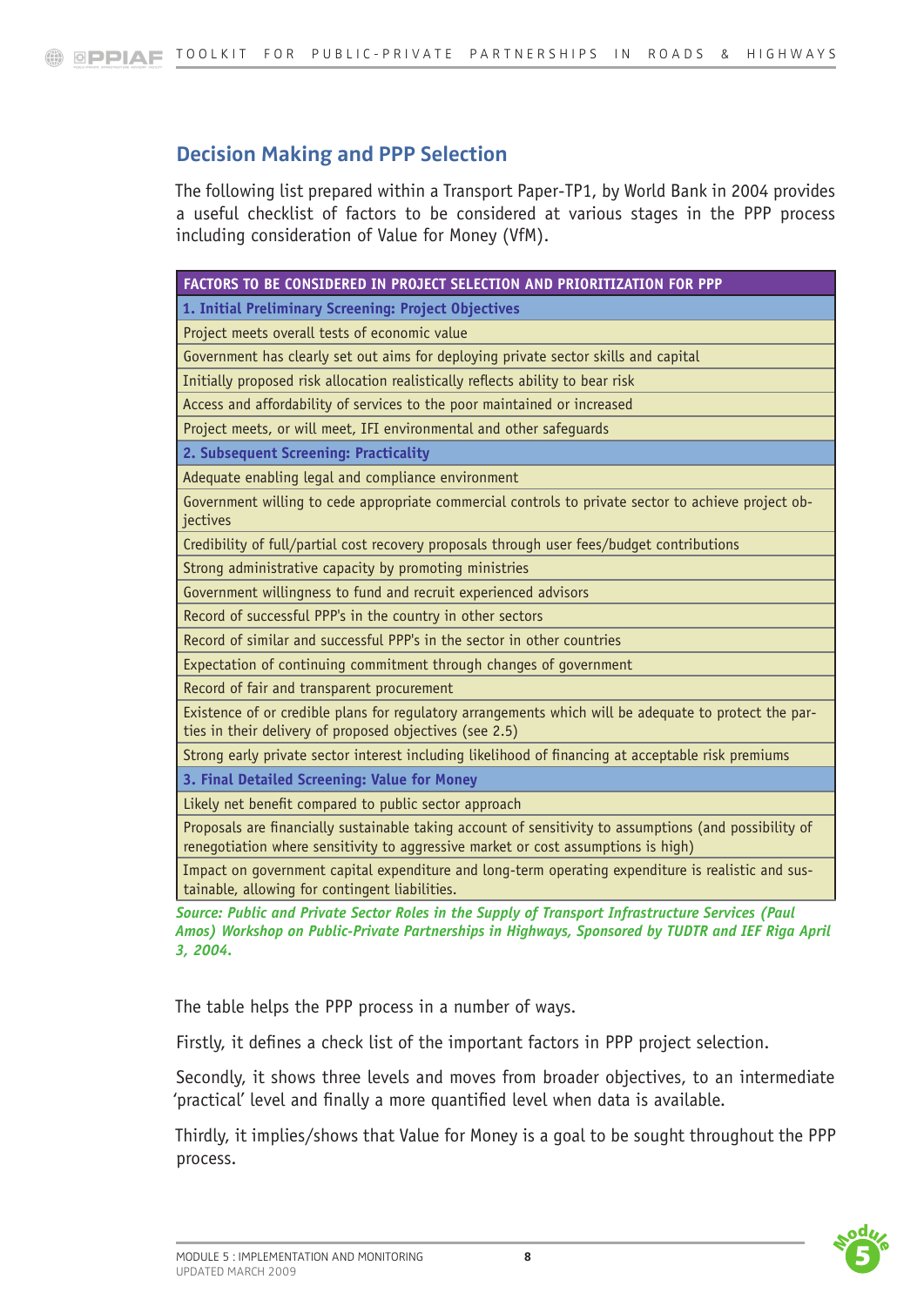## Decision Making and PPP Selection

The following list prepared within a Transport Paper-TP1, by World Bank in 2004 provides a useful checklist of factors to be considered at various stages in the PPP process including consideration of Value for Money (VfM).

| FACTORS TO BE CONSIDERED IN PROJECT SELECTION AND PRIORITIZATION FOR PPP |
|---|
| **1. Initial Preliminary Screening: Project Objectives** |
| Project meets overall tests of economic value |
| Government has clearly set out aims for deploying private sector skills and capital |
| Initially proposed risk allocation realistically reflects ability to bear risk |
| Access and affordability of services to the poor maintained or increased |
| Project meets, or will meet, IFI environmental and other safeguards |
| **2. Subsequent Screening: Practicality** |
| Adequate enabling legal and compliance environment |
| Government willing to cede appropriate commercial controls to private sector to achieve project objectives |
| Credibility of full/partial cost recovery proposals through user fees/budget contributions |
| Strong administrative capacity by promoting ministries |
| Government willingness to fund and recruit experienced advisors |
| Record of successful PPP's in the country in other sectors |
| Record of similar and successful PPP's in the sector in other countries |
| Expectation of continuing commitment through changes of government |
| Record of fair and transparent procurement |
| Existence of or credible plans for regulatory arrangements which will be adequate to protect the parties in their delivery of proposed objectives (see 2.5) |
| Strong early private sector interest including likelihood of financing at acceptable risk premiums |
| **3. Final Detailed Screening: Value for Money** |
| Likely net benefit compared to public sector approach |
| Proposals are financially sustainable taking account of sensitivity to assumptions (and possibility of renegotiation where sensitivity to aggressive market or cost assumptions is high) |
| Impact on government capital expenditure and long-term operating expenditure is realistic and sustainable, allowing for contingent liabilities. |

*Source: Public and Private Sector Roles in the Supply of Transport Infrastructure Services (Paul Amos) Workshop on Public-Private Partnerships in Highways, Sponsored by TUDTR and IEF Riga April 3, 2004.*

The table helps the PPP process in a number of ways.

Firstly, it defines a check list of the important factors in PPP project selection.

Secondly, it shows three levels and moves from broader objectives, to an intermediate 'practical' level and finally a more quantified level when data is available.

Thirdly, it implies/shows that Value for Money is a goal to be sought throughout the PPP process.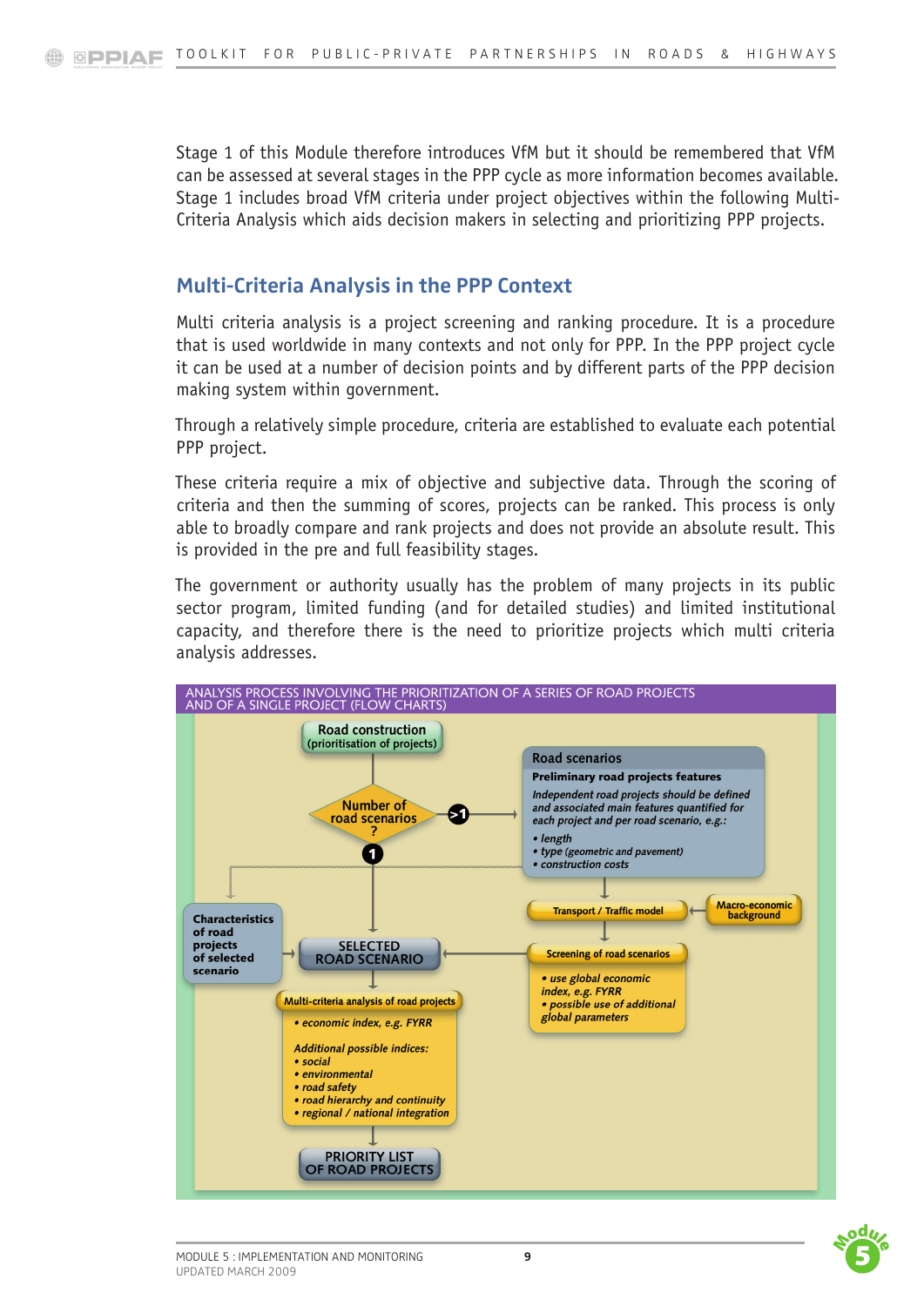Stage 1 of this Module therefore introduces VfM but it should be remembered that VfM can be assessed at several stages in the PPP cycle as more information becomes available. Stage 1 includes broad VfM criteria under project objectives within the following Multi-Criteria Analysis which aids decision makers in selecting and prioritizing PPP projects.

## Multi-Criteria Analysis in the PPP Context

Multi criteria analysis is a project screening and ranking procedure. It is a procedure that is used worldwide in many contexts and not only for PPP. In the PPP project cycle it can be used at a number of decision points and by different parts of the PPP decision making system within government.

Through a relatively simple procedure, criteria are established to evaluate each potential PPP project.

These criteria require a mix of objective and subjective data. Through the scoring of criteria and then the summing of scores, projects can be ranked. This process is only able to broadly compare and rank projects and does not provide an absolute result. This is provided in the pre and full feasibility stages.

The government or authority usually has the problem of many projects in its public sector program, limited funding (and for detailed studies) and limited institutional capacity, and therefore there is the need to prioritize projects which multi criteria analysis addresses.

ANALYSIS PROCESS INVOLVING THE PRIORITIZATION OF A SERIES OF ROAD PROJECTS AND OF A SINGLE PROJECT (FLOW CHARTS)

Road construction (prioritisation of projects)

Number of road scenarios ?

>1

1

**Road scenarios**

**Preliminary road projects features**

*Independent road projects should be defined and associated main features quantified for each project and per road scenario, e.g.:*

- *length*
- *type (geometric and pavement)*
- *construction costs*

Transport / Traffic model

Macro-economic background

Characteristics of road projects of selected scenario

SELECTED ROAD SCENARIO

Screening of road scenarios

- *use global economic index, e.g. FYRR*
- *possible use of additional global parameters*

Multi-criteria analysis of road projects

- *economic index, e.g. FYRR*

*Additional possible indices:*

- *social*
- *environmental*
- *road safety*
- *road hierarchy and continuity*
- *regional / national integration*

PRIORITY LIST OF ROAD PROJECTS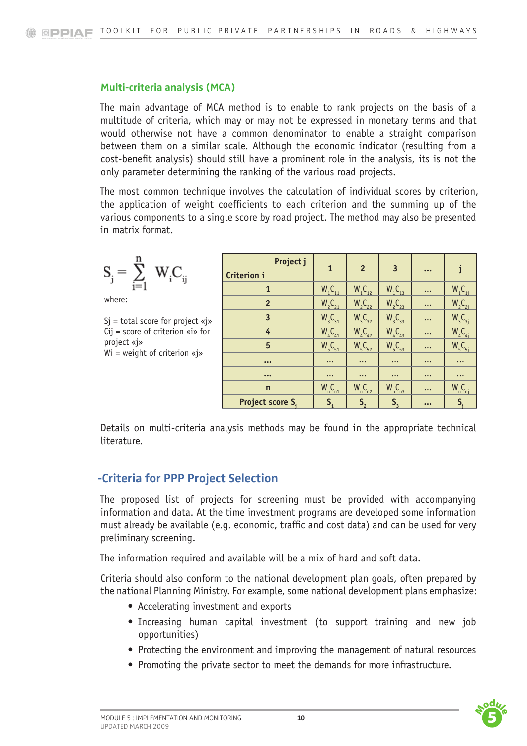### Multi-criteria analysis (MCA)

The main advantage of MCA method is to enable to rank projects on the basis of a multitude of criteria, which may or may not be expressed in monetary terms and that would otherwise not have a common denominator to enable a straight comparison between them on a similar scale. Although the economic indicator (resulting from a cost-benefit analysis) should still have a prominent role in the analysis, its is not the only parameter determining the ranking of the various road projects.

The most common technique involves the calculation of individual scores by criterion, the application of weight coefficients to each criterion and the summing up of the various components to a single score by road project. The method may also be presented in matrix format.

$$S_j = \sum_{i=1}^{n} W_i C_{ij}$$

where:

Sj = total score for project «j»
Cij = score of criterion «i» for project «j»
Wi = weight of criterion «j»

| Project j / Criterion i | 1 | 2 | 3 | … | j |
|---|---|---|---|---|---|
| 1 | $W_1C_{11}$ | $W_1C_{12}$ | $W_1C_{13}$ | … | $W_1C_{1j}$ |
| 2 | $W_2C_{21}$ | $W_2C_{22}$ | $W_2C_{23}$ | … | $W_2C_{2j}$ |
| 3 | $W_3C_{31}$ | $W_3C_{32}$ | $W_3C_{33}$ | … | $W_3C_{3j}$ |
| 4 | $W_4C_{41}$ | $W_4C_{42}$ | $W_4C_{43}$ | … | $W_4C_{4j}$ |
| 5 | $W_5C_{51}$ | $W_5C_{52}$ | $W_5C_{53}$ | … | $W_5C_{5j}$ |
| … | … | … | … | … | … |
| … | … | … | … | … | … |
| n | $W_nC_{n1}$ | $W_nC_{n2}$ | $W_nC_{n3}$ | … | $W_nC_{nj}$ |
| Project score $S_j$ | $S_1$ | $S_2$ | $S_3$ | … | $S_j$ |

Details on multi-criteria analysis methods may be found in the appropriate technical literature.

## -Criteria for PPP Project Selection

The proposed list of projects for screening must be provided with accompanying information and data. At the time investment programs are developed some information must already be available (e.g. economic, traffic and cost data) and can be used for very preliminary screening.

The information required and available will be a mix of hard and soft data.

Criteria should also conform to the national development plan goals, often prepared by the national Planning Ministry. For example, some national development plans emphasize:

- Accelerating investment and exports
- Increasing human capital investment (to support training and new job opportunities)
- Protecting the environment and improving the management of natural resources
- Promoting the private sector to meet the demands for more infrastructure.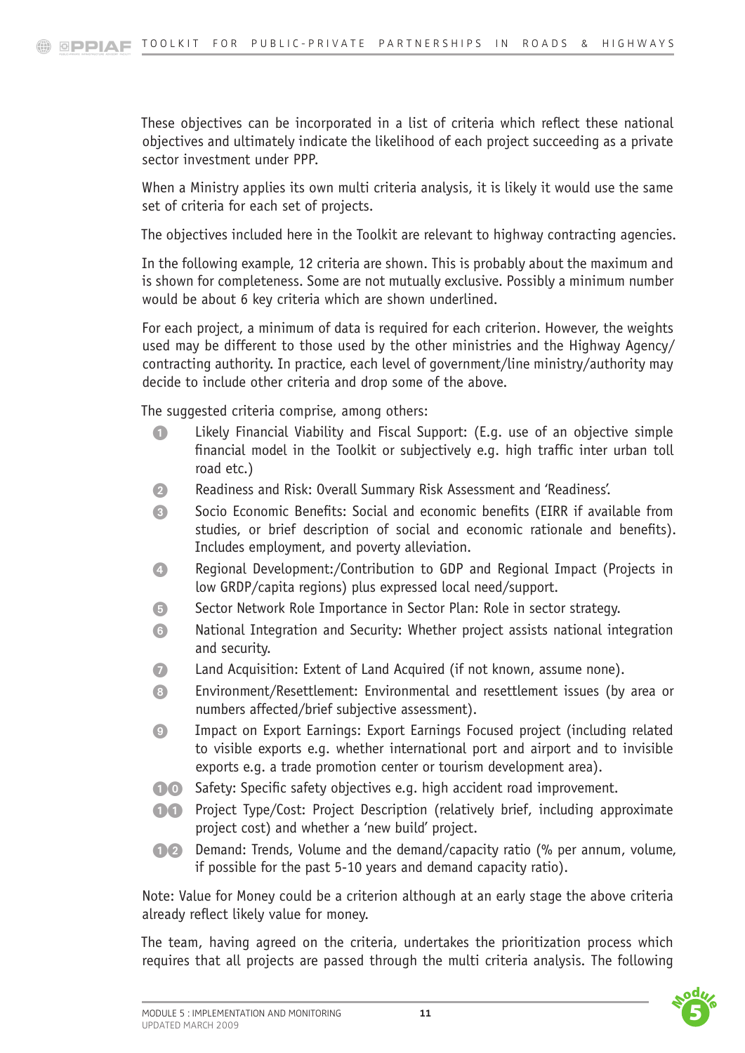These objectives can be incorporated in a list of criteria which reflect these national objectives and ultimately indicate the likelihood of each project succeeding as a private sector investment under PPP.

When a Ministry applies its own multi criteria analysis, it is likely it would use the same set of criteria for each set of projects.

The objectives included here in the Toolkit are relevant to highway contracting agencies.

In the following example, 12 criteria are shown. This is probably about the maximum and is shown for completeness. Some are not mutually exclusive. Possibly a minimum number would be about 6 key criteria which are shown underlined.

For each project, a minimum of data is required for each criterion. However, the weights used may be different to those used by the other ministries and the Highway Agency/ contracting authority. In practice, each level of government/line ministry/authority may decide to include other criteria and drop some of the above.

The suggested criteria comprise, among others:

1. Likely Financial Viability and Fiscal Support: (E.g. use of an objective simple financial model in the Toolkit or subjectively e.g. high traffic inter urban toll road etc.)
2. Readiness and Risk: Overall Summary Risk Assessment and 'Readiness'.
3. Socio Economic Benefits: Social and economic benefits (EIRR if available from studies, or brief description of social and economic rationale and benefits). Includes employment, and poverty alleviation.
4. Regional Development:/Contribution to GDP and Regional Impact (Projects in low GRDP/capita regions) plus expressed local need/support.
5. Sector Network Role Importance in Sector Plan: Role in sector strategy.
6. National Integration and Security: Whether project assists national integration and security.
7. Land Acquisition: Extent of Land Acquired (if not known, assume none).
8. Environment/Resettlement: Environmental and resettlement issues (by area or numbers affected/brief subjective assessment).
9. Impact on Export Earnings: Export Earnings Focused project (including related to visible exports e.g. whether international port and airport and to invisible exports e.g. a trade promotion center or tourism development area).
10. Safety: Specific safety objectives e.g. high accident road improvement.
11. Project Type/Cost: Project Description (relatively brief, including approximate project cost) and whether a 'new build' project.
12. Demand: Trends, Volume and the demand/capacity ratio (% per annum, volume, if possible for the past 5-10 years and demand capacity ratio).

Note: Value for Money could be a criterion although at an early stage the above criteria already reflect likely value for money.

The team, having agreed on the criteria, undertakes the prioritization process which requires that all projects are passed through the multi criteria analysis. The following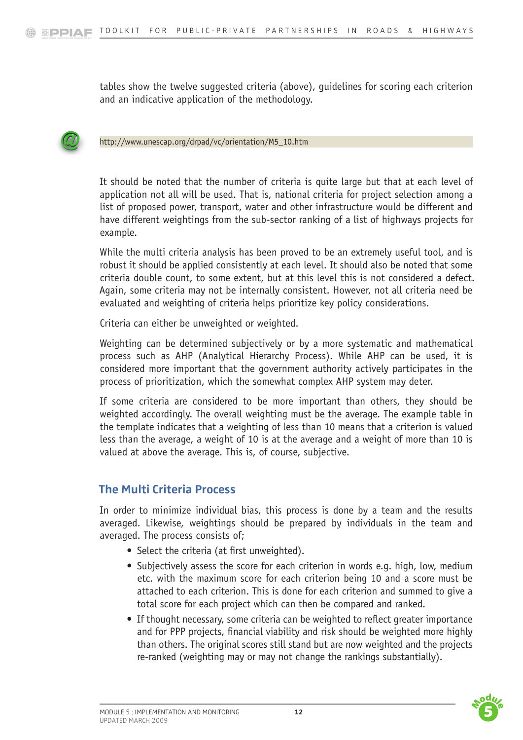tables show the twelve suggested criteria (above), guidelines for scoring each criterion and an indicative application of the methodology.

http://www.unescap.org/drpad/vc/orientation/M5_10.htm

It should be noted that the number of criteria is quite large but that at each level of application not all will be used. That is, national criteria for project selection among a list of proposed power, transport, water and other infrastructure would be different and have different weightings from the sub-sector ranking of a list of highways projects for example.

While the multi criteria analysis has been proved to be an extremely useful tool, and is robust it should be applied consistently at each level. It should also be noted that some criteria double count, to some extent, but at this level this is not considered a defect. Again, some criteria may not be internally consistent. However, not all criteria need be evaluated and weighting of criteria helps prioritize key policy considerations.

Criteria can either be unweighted or weighted.

Weighting can be determined subjectively or by a more systematic and mathematical process such as AHP (Analytical Hierarchy Process). While AHP can be used, it is considered more important that the government authority actively participates in the process of prioritization, which the somewhat complex AHP system may deter.

If some criteria are considered to be more important than others, they should be weighted accordingly. The overall weighting must be the average. The example table in the template indicates that a weighting of less than 10 means that a criterion is valued less than the average, a weight of 10 is at the average and a weight of more than 10 is valued at above the average. This is, of course, subjective.

## The Multi Criteria Process

In order to minimize individual bias, this process is done by a team and the results averaged. Likewise, weightings should be prepared by individuals in the team and averaged. The process consists of;

- Select the criteria (at first unweighted).
- Subjectively assess the score for each criterion in words e.g. high, low, medium etc. with the maximum score for each criterion being 10 and a score must be attached to each criterion. This is done for each criterion and summed to give a total score for each project which can then be compared and ranked.
- If thought necessary, some criteria can be weighted to reflect greater importance and for PPP projects, financial viability and risk should be weighted more highly than others. The original scores still stand but are now weighted and the projects re-ranked (weighting may or may not change the rankings substantially).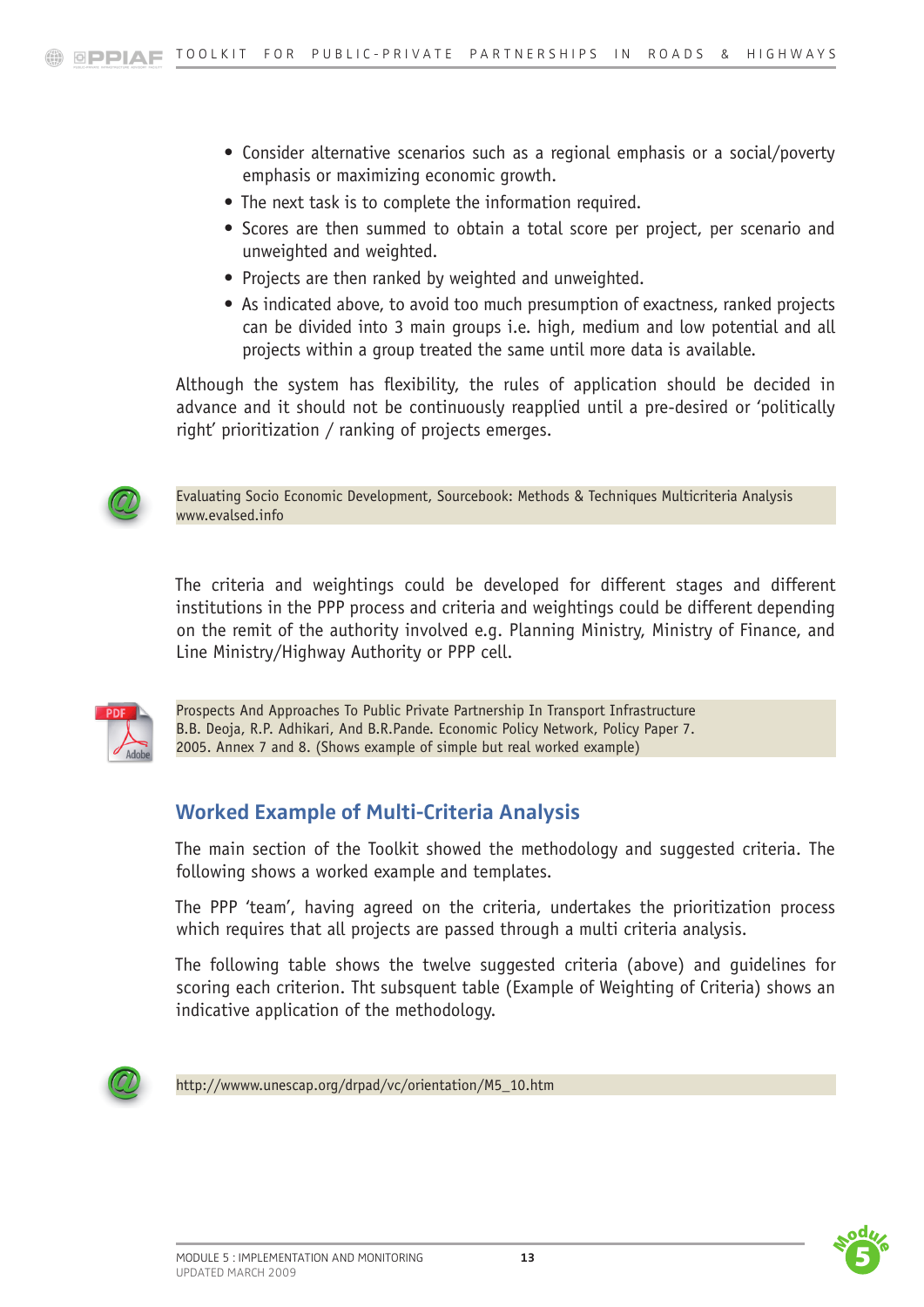- Consider alternative scenarios such as a regional emphasis or a social/poverty emphasis or maximizing economic growth.
- The next task is to complete the information required.
- Scores are then summed to obtain a total score per project, per scenario and unweighted and weighted.
- Projects are then ranked by weighted and unweighted.
- As indicated above, to avoid too much presumption of exactness, ranked projects can be divided into 3 main groups i.e. high, medium and low potential and all projects within a group treated the same until more data is available.

Although the system has flexibility, the rules of application should be decided in advance and it should not be continuously reapplied until a pre-desired or 'politically right' prioritization / ranking of projects emerges.

Evaluating Socio Economic Development, Sourcebook: Methods & Techniques Multicriteria Analysis
www.evalsed.info

The criteria and weightings could be developed for different stages and different institutions in the PPP process and criteria and weightings could be different depending on the remit of the authority involved e.g. Planning Ministry, Ministry of Finance, and Line Ministry/Highway Authority or PPP cell.

Prospects And Approaches To Public Private Partnership In Transport Infrastructure
B.B. Deoja, R.P. Adhikari, And B.R.Pande. Economic Policy Network, Policy Paper 7.
2005. Annex 7 and 8. (Shows example of simple but real worked example)

## Worked Example of Multi-Criteria Analysis

The main section of the Toolkit showed the methodology and suggested criteria. The following shows a worked example and templates.

The PPP 'team', having agreed on the criteria, undertakes the prioritization process which requires that all projects are passed through a multi criteria analysis.

The following table shows the twelve suggested criteria (above) and guidelines for scoring each criterion. Tht subsquent table (Example of Weighting of Criteria) shows an indicative application of the methodology.

http://wwww.unescap.org/drpad/vc/orientation/M5_10.htm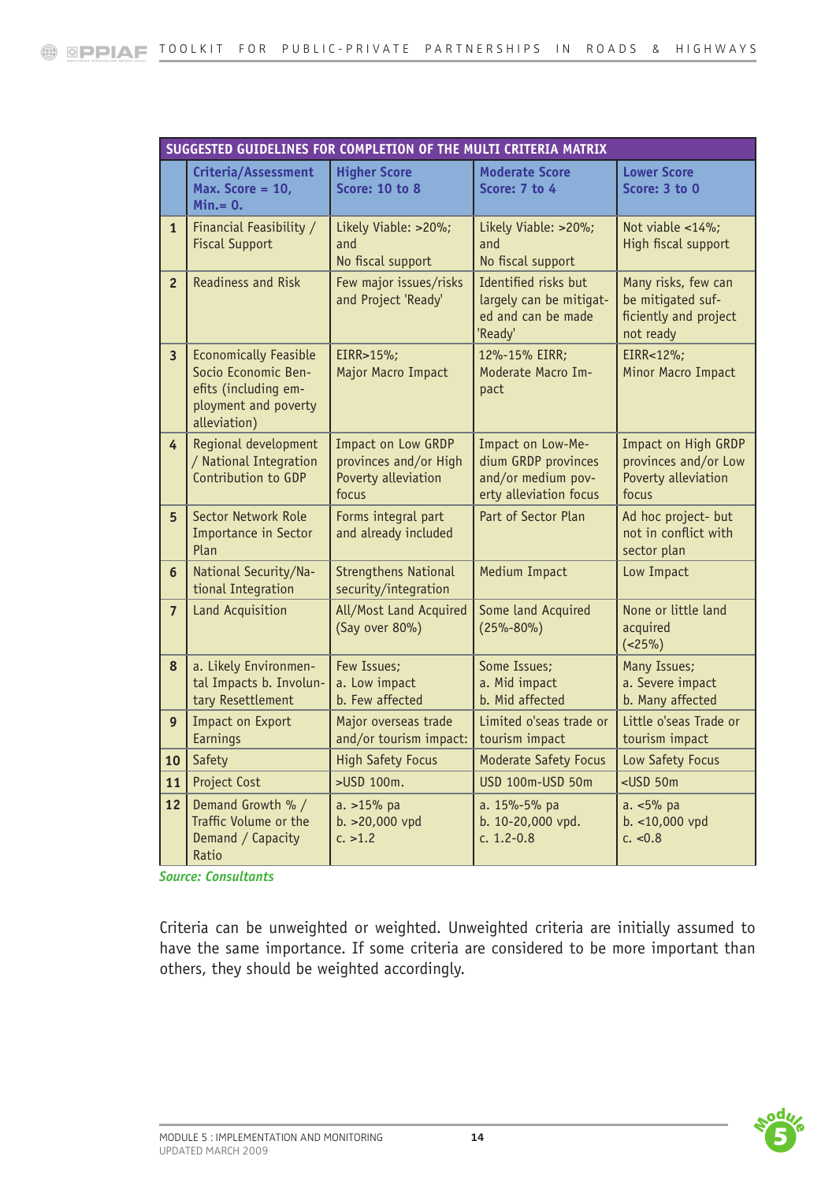| SUGGESTED GUIDELINES FOR COMPLETION OF THE MULTI CRITERIA MATRIX | | | | |
|---|---|---|---|---|
| | **Criteria/Assessment Max. Score = 10, Min.= 0.** | **Higher Score Score: 10 to 8** | **Moderate Score Score: 7 to 4** | **Lower Score Score: 3 to 0** |
| 1 | Financial Feasibility / Fiscal Support | Likely Viable: >20%; and No fiscal support | Likely Viable: >20%; and No fiscal support | Not viable <14%; High fiscal support |
| 2 | Readiness and Risk | Few major issues/risks and Project 'Ready' | Identified risks but largely can be mitigated and can be made 'Ready' | Many risks, few can be mitigated sufficiently and project not ready |
| 3 | Economically Feasible Socio Economic Benefits (including employment and poverty alleviation) | EIRR>15%; Major Macro Impact | 12%-15% EIRR; Moderate Macro Impact | EIRR<12%; Minor Macro Impact |
| 4 | Regional development / National Integration Contribution to GDP | Impact on Low GRDP provinces and/or High Poverty alleviation focus | Impact on Low-Medium GRDP provinces and/or medium poverty alleviation focus | Impact on High GRDP provinces and/or Low Poverty alleviation focus |
| 5 | Sector Network Role Importance in Sector Plan | Forms integral part and already included | Part of Sector Plan | Ad hoc project- but not in conflict with sector plan |
| 6 | National Security/National Integration | Strengthens National security/integration | Medium Impact | Low Impact |
| 7 | Land Acquisition | All/Most Land Acquired (Say over 80%) | Some land Acquired (25%-80%) | None or little land acquired (<25%) |
| 8 | a. Likely Environmental Impacts b. Involuntary Resettlement | Few Issues; a. Low impact b. Few affected | Some Issues; a. Mid impact b. Mid affected | Many Issues; a. Severe impact b. Many affected |
| 9 | Impact on Export Earnings | Major overseas trade and/or tourism impact: | Limited o'seas trade or tourism impact | Little o'seas Trade or tourism impact |
| 10 | Safety | High Safety Focus | Moderate Safety Focus | Low Safety Focus |
| 11 | Project Cost | >USD 100m. | USD 100m-USD 50m | <USD 50m |
| 12 | Demand Growth % / Traffic Volume or the Demand / Capacity Ratio | a. >15% pa b. >20,000 vpd c. >1.2 | a. 15%-5% pa b. 10-20,000 vpd. c. 1.2-0.8 | a. <5% pa b. <10,000 vpd c. <0.8 |

*Source: Consultants*

Criteria can be unweighted or weighted. Unweighted criteria are initially assumed to have the same importance. If some criteria are considered to be more important than others, they should be weighted accordingly.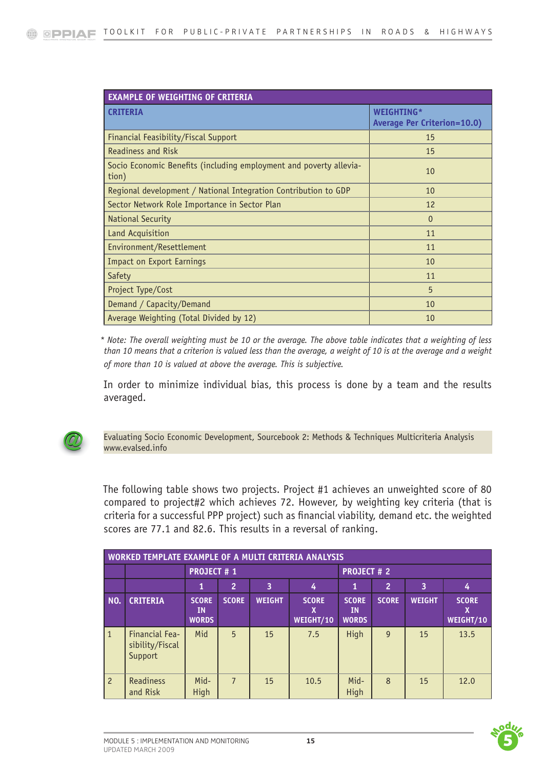| EXAMPLE OF WEIGHTING OF CRITERIA | |
|---|---|
| **CRITERIA** | **WEIGHTING* Average Per Criterion=10.0)** |
| Financial Feasibility/Fiscal Support | 15 |
| Readiness and Risk | 15 |
| Socio Economic Benefits (including employment and poverty alleviation) | 10 |
| Regional development / National Integration Contribution to GDP | 10 |
| Sector Network Role Importance in Sector Plan | 12 |
| National Security | 0 |
| Land Acquisition | 11 |
| Environment/Resettlement | 11 |
| Impact on Export Earnings | 10 |
| Safety | 11 |
| Project Type/Cost | 5 |
| Demand / Capacity/Demand | 10 |
| Average Weighting (Total Divided by 12) | 10 |

* *Note: The overall weighting must be 10 or the average. The above table indicates that a weighting of less than 10 means that a criterion is valued less than the average, a weight of 10 is at the average and a weight of more than 10 is valued at above the average. This is subjective.*

In order to minimize individual bias, this process is done by a team and the results averaged.

Evaluating Socio Economic Development, Sourcebook 2: Methods & Techniques Multicriteria Analysis
www.evalsed.info

The following table shows two projects. Project #1 achieves an unweighted score of 80 compared to project#2 which achieves 72. However, by weighting key criteria (that is criteria for a successful PPP project) such as financial viability, demand etc. the weighted scores are 77.1 and 82.6. This results in a reversal of ranking.

| WORKED TEMPLATE EXAMPLE OF A MULTI CRITERIA ANALYSIS | | | | | | | | | |
|---|---|---|---|---|---|---|---|---|---|
| | | PROJECT # 1 | | | | PROJECT # 2 | | | |
| | | 1 | 2 | 3 | 4 | 1 | 2 | 3 | 4 |
| NO. | CRITERIA | SCORE IN WORDS | SCORE | WEIGHT | SCORE X WEIGHT/10 | SCORE IN WORDS | SCORE | WEIGHT | SCORE X WEIGHT/10 |
| 1 | Financial Feasibility/Fiscal Support | Mid | 5 | 15 | 7.5 | High | 9 | 15 | 13.5 |
| 2 | Readiness and Risk | Mid-High | 7 | 15 | 10.5 | Mid-High | 8 | 15 | 12.0 |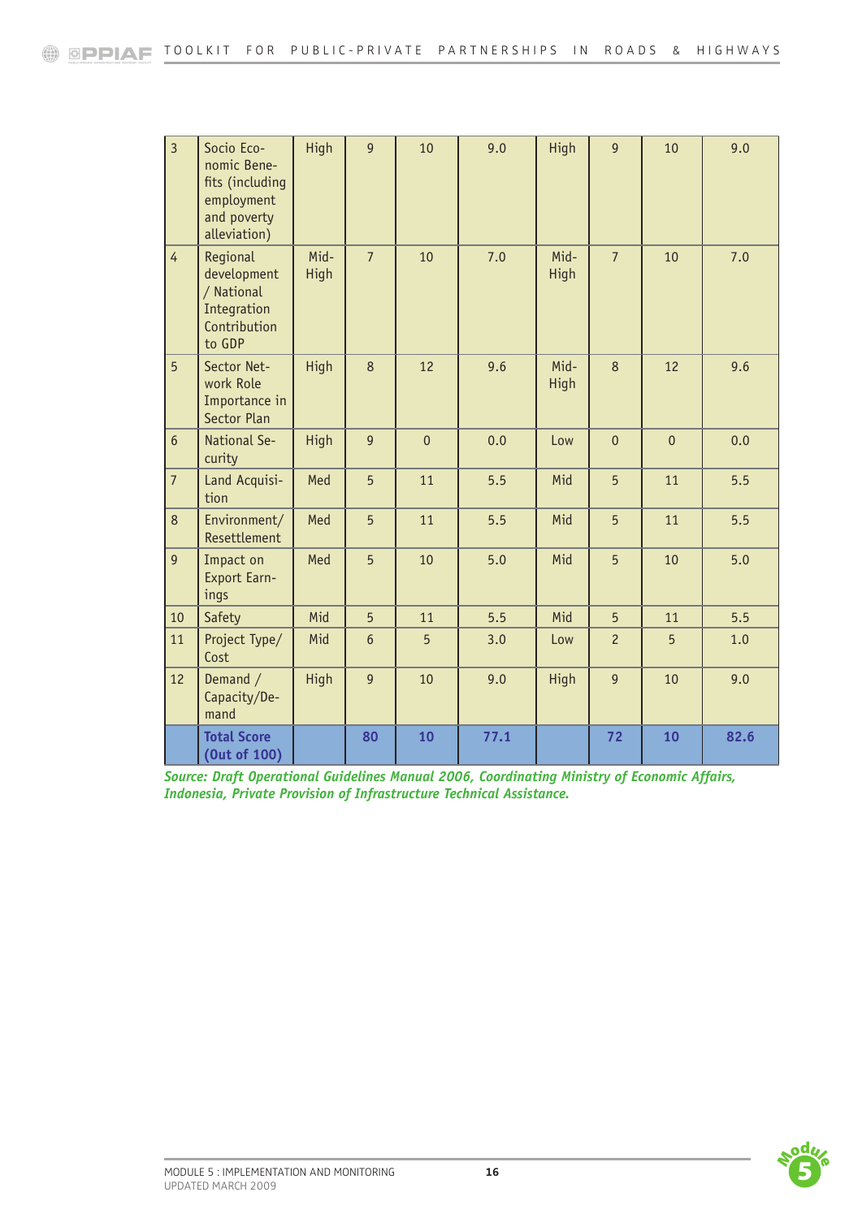| | | | | | | | | | |
|---|---|---|---|---|---|---|---|---|---|
| 3 | Socio Economic Benefits (including employment and poverty alleviation) | High | 9 | 10 | 9.0 | High | 9 | 10 | 9.0 |
| 4 | Regional development / National Integration Contribution to GDP | Mid-High | 7 | 10 | 7.0 | Mid-High | 7 | 10 | 7.0 |
| 5 | Sector Network Role Importance in Sector Plan | High | 8 | 12 | 9.6 | Mid-High | 8 | 12 | 9.6 |
| 6 | National Security | High | 9 | 0 | 0.0 | Low | 0 | 0 | 0.0 |
| 7 | Land Acquisition | Med | 5 | 11 | 5.5 | Mid | 5 | 11 | 5.5 |
| 8 | Environment/ Resettlement | Med | 5 | 11 | 5.5 | Mid | 5 | 11 | 5.5 |
| 9 | Impact on Export Earnings | Med | 5 | 10 | 5.0 | Mid | 5 | 10 | 5.0 |
| 10 | Safety | Mid | 5 | 11 | 5.5 | Mid | 5 | 11 | 5.5 |
| 11 | Project Type/ Cost | Mid | 6 | 5 | 3.0 | Low | 2 | 5 | 1.0 |
| 12 | Demand / Capacity/Demand | High | 9 | 10 | 9.0 | High | 9 | 10 | 9.0 |
| | **Total Score (Out of 100)** | | **80** | **10** | **77.1** | | **72** | **10** | **82.6** |

*Source: Draft Operational Guidelines Manual 2006, Coordinating Ministry of Economic Affairs, Indonesia, Private Provision of Infrastructure Technical Assistance.*